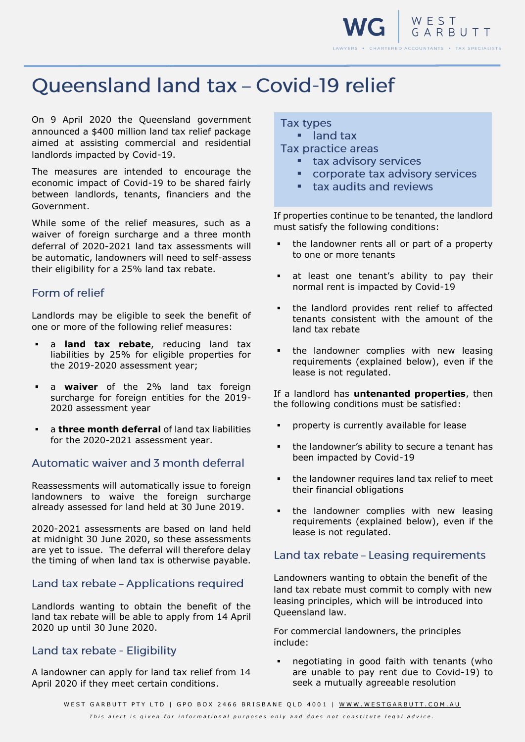# Queensland land tax – Covid-19 relief

On 9 April 2020 the Queensland government announced a $400 million land tax relief package aimed at assisting commercial and residential landlords impacted by Covid-19.

The measures are intended to encourage the economic impact of Covid-19 to be shared fairly between landlords, tenants, financiers and the Government.

While some of the relief measures, such as a waiver of foreign surcharge and a three month deferral of 2020-2021 land tax assessments will be automatic, landowners will need to self-assess their eligibility for a 25% land tax rebate.

## Form of relief

Landlords may be eligible to seek the benefit of one or more of the following relief measures:

- a **land tax rebate**, reducing land tax liabilities by 25% for eligible properties for the 2019-2020 assessment year;
- a **waiver** of the 2% land tax foreign surcharge for foreign entities for the 2019-2020 assessment year
- a **three month deferral** of land tax liabilities for the 2020-2021 assessment year.

## Automatic waiver and 3 month deferral

Reassessments will automatically issue to foreign landowners to waive the foreign surcharge already assessed for land held at 30 June 2019.

2020-2021 assessments are based on land held at midnight 30 June 2020, so these assessments are yet to issue. The deferral will therefore delay the timing of when land tax is otherwise payable.

## Land tax rebate – Applications required

Landlords wanting to obtain the benefit of the land tax rebate will be able to apply from 14 April 2020 up until 30 June 2020.

## Land tax rebate - Eligibility

A landowner can apply for land tax relief from 14 April 2020 if they meet certain conditions.

Tax types
- land tax

Tax practice areas
- tax advisory services
- corporate tax advisory services
- tax audits and reviews

If properties continue to be tenanted, the landlord must satisfy the following conditions:

- the landowner rents all or part of a property to one or more tenants
- at least one tenant's ability to pay their normal rent is impacted by Covid-19
- the landlord provides rent relief to affected tenants consistent with the amount of the land tax rebate
- the landowner complies with new leasing requirements (explained below), even if the lease is not regulated.

If a landlord has **untenanted properties**, then the following conditions must be satisfied:

- property is currently available for lease
- the landowner's ability to secure a tenant has been impacted by Covid-19
- the landowner requires land tax relief to meet their financial obligations
- the landowner complies with new leasing requirements (explained below), even if the lease is not regulated.

## Land tax rebate – Leasing requirements

Landowners wanting to obtain the benefit of the land tax rebate must commit to comply with new leasing principles, which will be introduced into Queensland law.

For commercial landowners, the principles include:

- negotiating in good faith with tenants (who are unable to pay rent due to Covid-19) to seek a mutually agreeable resolution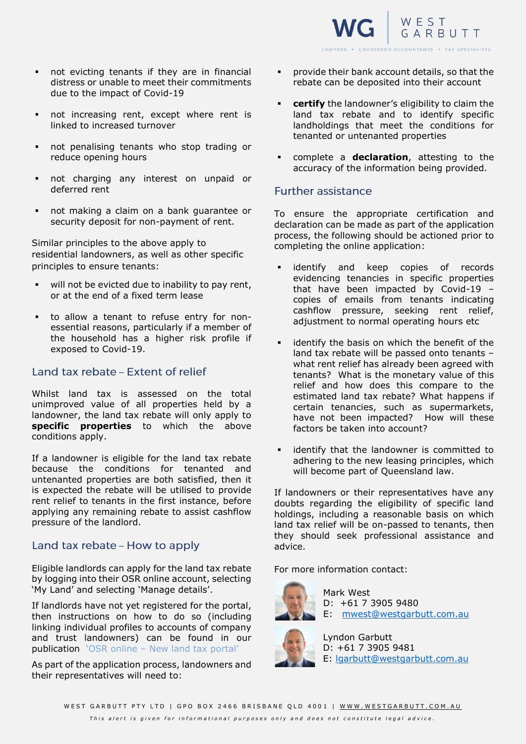- not evicting tenants if they are in financial distress or unable to meet their commitments due to the impact of Covid-19
- not increasing rent, except where rent is linked to increased turnover
- not penalising tenants who stop trading or reduce opening hours
- not charging any interest on unpaid or deferred rent
- not making a claim on a bank guarantee or security deposit for non-payment of rent.

Similar principles to the above apply to residential landowners, as well as other specific principles to ensure tenants:

- will not be evicted due to inability to pay rent, or at the end of a fixed term lease
- to allow a tenant to refuse entry for non-essential reasons, particularly if a member of the household has a higher risk profile if exposed to Covid-19.

## Land tax rebate – Extent of relief

Whilst land tax is assessed on the total unimproved value of all properties held by a landowner, the land tax rebate will only apply to **specific properties** to which the above conditions apply.

If a landowner is eligible for the land tax rebate because the conditions for tenanted and untenanted properties are both satisfied, then it is expected the rebate will be utilised to provide rent relief to tenants in the first instance, before applying any remaining rebate to assist cashflow pressure of the landlord.

## Land tax rebate – How to apply

Eligible landlords can apply for the land tax rebate by logging into their OSR online account, selecting 'My Land' and selecting 'Manage details'.

If landlords have not yet registered for the portal, then instructions on how to do so (including linking individual profiles to accounts of company and trust landowners) can be found in our publication 'OSR online – New land tax portal'

As part of the application process, landowners and their representatives will need to:

- provide their bank account details, so that the rebate can be deposited into their account
- **certify** the landowner's eligibility to claim the land tax rebate and to identify specific landholdings that meet the conditions for tenanted or untenanted properties
- complete a **declaration**, attesting to the accuracy of the information being provided.

## Further assistance

To ensure the appropriate certification and declaration can be made as part of the application process, the following should be actioned prior to completing the online application:

- identify and keep copies of records evidencing tenancies in specific properties that have been impacted by Covid-19 – copies of emails from tenants indicating cashflow pressure, seeking rent relief, adjustment to normal operating hours etc
- identify the basis on which the benefit of the land tax rebate will be passed onto tenants – what rent relief has already been agreed with tenants? What is the monetary value of this relief and how does this compare to the estimated land tax rebate? What happens if certain tenancies, such as supermarkets, have not been impacted? How will these factors be taken into account?
- identify that the landowner is committed to adhering to the new leasing principles, which will become part of Queensland law.

If landowners or their representatives have any doubts regarding the eligibility of specific land holdings, including a reasonable basis on which land tax relief will be on-passed to tenants, then they should seek professional assistance and advice.

For more information contact:

Mark West
D: +61 7 3905 9480
E: mwest@westgarbutt.com.au

Lyndon Garbutt
D: +61 7 3905 9481
E: lgarbutt@westgarbutt.com.au

WEST GARBUTT PTY LTD | GPO BOX 2466 BRISBANE QLD 4001 | WWW.WESTGARBUTT.COM.AU

*This alert is given for informational purposes only and does not constitute legal advice.*